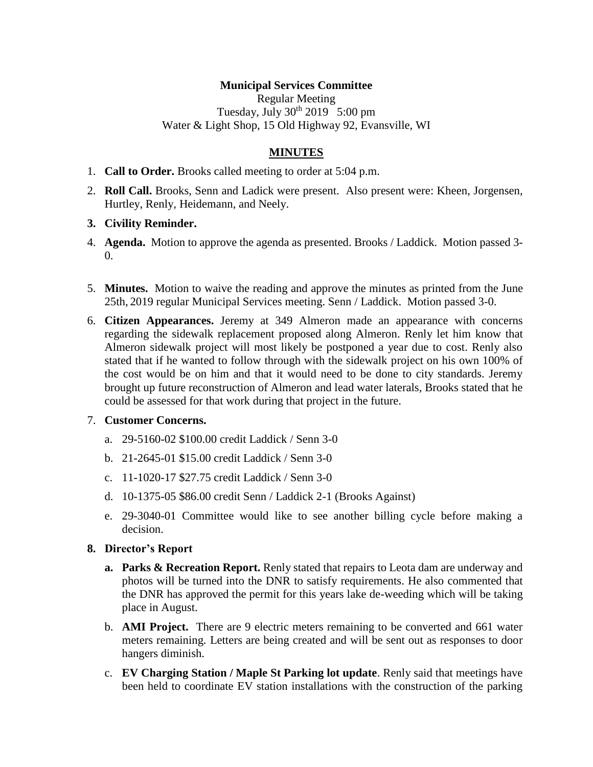**Municipal Services Committee**

Regular Meeting

Tuesday, July 30th 2019 5:00 pm

Water & Light Shop, 15 Old Highway 92, Evansville, WI

**MINUTES**

1. **Call to Order.** Brooks called meeting to order at 5:04 p.m.
2. **Roll Call.** Brooks, Senn and Ladick were present. Also present were: Kheen, Jorgensen, Hurtley, Renly, Heidemann, and Neely.
3. **Civility Reminder.**
4. **Agenda.** Motion to approve the agenda as presented. Brooks / Laddick. Motion passed 3-0.
5. **Minutes.** Motion to waive the reading and approve the minutes as printed from the June 25th, 2019 regular Municipal Services meeting. Senn / Laddick. Motion passed 3-0.
6. **Citizen Appearances.** Jeremy at 349 Almeron made an appearance with concerns regarding the sidewalk replacement proposed along Almeron. Renly let him know that Almeron sidewalk project will most likely be postponed a year due to cost. Renly also stated that if he wanted to follow through with the sidewalk project on his own 100% of the cost would be on him and that it would need to be done to city standards. Jeremy brought up future reconstruction of Almeron and lead water laterals, Brooks stated that he could be assessed for that work during that project in the future.
7. **Customer Concerns.**
   a. 29-5160-02 $100.00 credit Laddick / Senn 3-0
   b. 21-2645-01 $15.00 credit Laddick / Senn 3-0
   c. 11-1020-17 $27.75 credit Laddick / Senn 3-0
   d. 10-1375-05 $86.00 credit Senn / Laddick 2-1 (Brooks Against)
   e. 29-3040-01 Committee would like to see another billing cycle before making a decision.
8. **Director's Report**
   a. **Parks & Recreation Report.** Renly stated that repairs to Leota dam are underway and photos will be turned into the DNR to satisfy requirements. He also commented that the DNR has approved the permit for this years lake de-weeding which will be taking place in August.
   b. **AMI Project.** There are 9 electric meters remaining to be converted and 661 water meters remaining. Letters are being created and will be sent out as responses to door hangers diminish.
   c. **EV Charging Station / Maple St Parking lot update**. Renly said that meetings have been held to coordinate EV station installations with the construction of the parking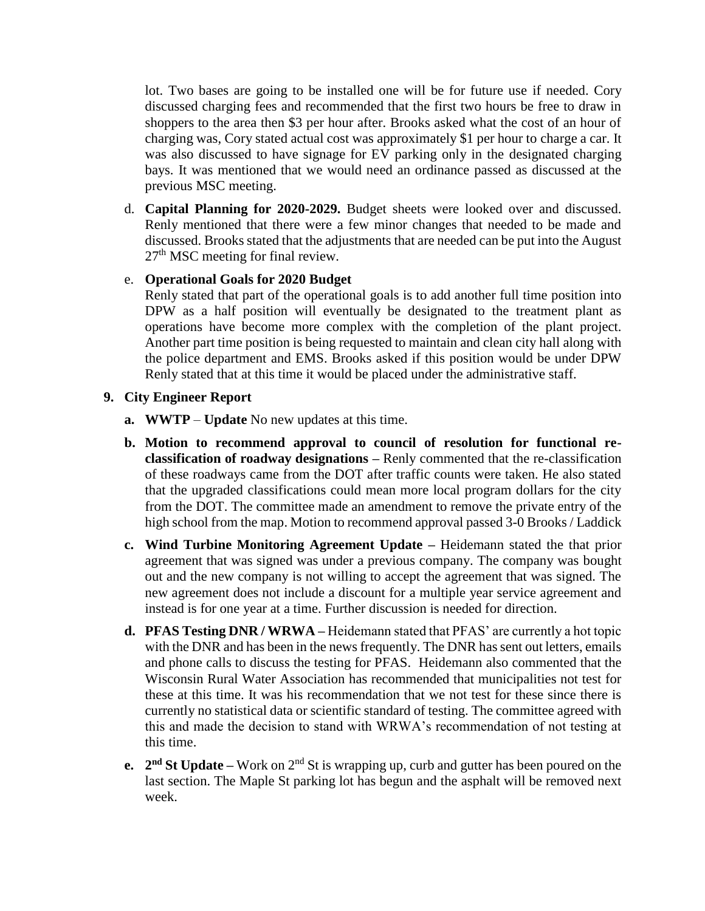lot. Two bases are going to be installed one will be for future use if needed. Cory discussed charging fees and recommended that the first two hours be free to draw in shoppers to the area then $3 per hour after. Brooks asked what the cost of an hour of charging was, Cory stated actual cost was approximately $1 per hour to charge a car. It was also discussed to have signage for EV parking only in the designated charging bays. It was mentioned that we would need an ordinance passed as discussed at the previous MSC meeting.

d. **Capital Planning for 2020-2029.** Budget sheets were looked over and discussed. Renly mentioned that there were a few minor changes that needed to be made and discussed. Brooks stated that the adjustments that are needed can be put into the August 27th MSC meeting for final review.

e. **Operational Goals for 2020 Budget**
Renly stated that part of the operational goals is to add another full time position into DPW as a half position will eventually be designated to the treatment plant as operations have become more complex with the completion of the plant project. Another part time position is being requested to maintain and clean city hall along with the police department and EMS. Brooks asked if this position would be under DPW Renly stated that at this time it would be placed under the administrative staff.

**9. City Engineer Report**

**a. WWTP** – **Update** No new updates at this time.

**b. Motion to recommend approval to council of resolution for functional re-classification of roadway designations –** Renly commented that the re-classification of these roadways came from the DOT after traffic counts were taken. He also stated that the upgraded classifications could mean more local program dollars for the city from the DOT. The committee made an amendment to remove the private entry of the high school from the map. Motion to recommend approval passed 3-0 Brooks / Laddick

**c. Wind Turbine Monitoring Agreement Update –** Heidemann stated the that prior agreement that was signed was under a previous company. The company was bought out and the new company is not willing to accept the agreement that was signed. The new agreement does not include a discount for a multiple year service agreement and instead is for one year at a time. Further discussion is needed for direction.

**d. PFAS Testing DNR / WRWA –** Heidemann stated that PFAS' are currently a hot topic with the DNR and has been in the news frequently. The DNR has sent out letters, emails and phone calls to discuss the testing for PFAS. Heidemann also commented that the Wisconsin Rural Water Association has recommended that municipalities not test for these at this time. It was his recommendation that we not test for these since there is currently no statistical data or scientific standard of testing. The committee agreed with this and made the decision to stand with WRWA's recommendation of not testing at this time.

**e. 2nd St Update –** Work on 2nd St is wrapping up, curb and gutter has been poured on the last section. The Maple St parking lot has begun and the asphalt will be removed next week.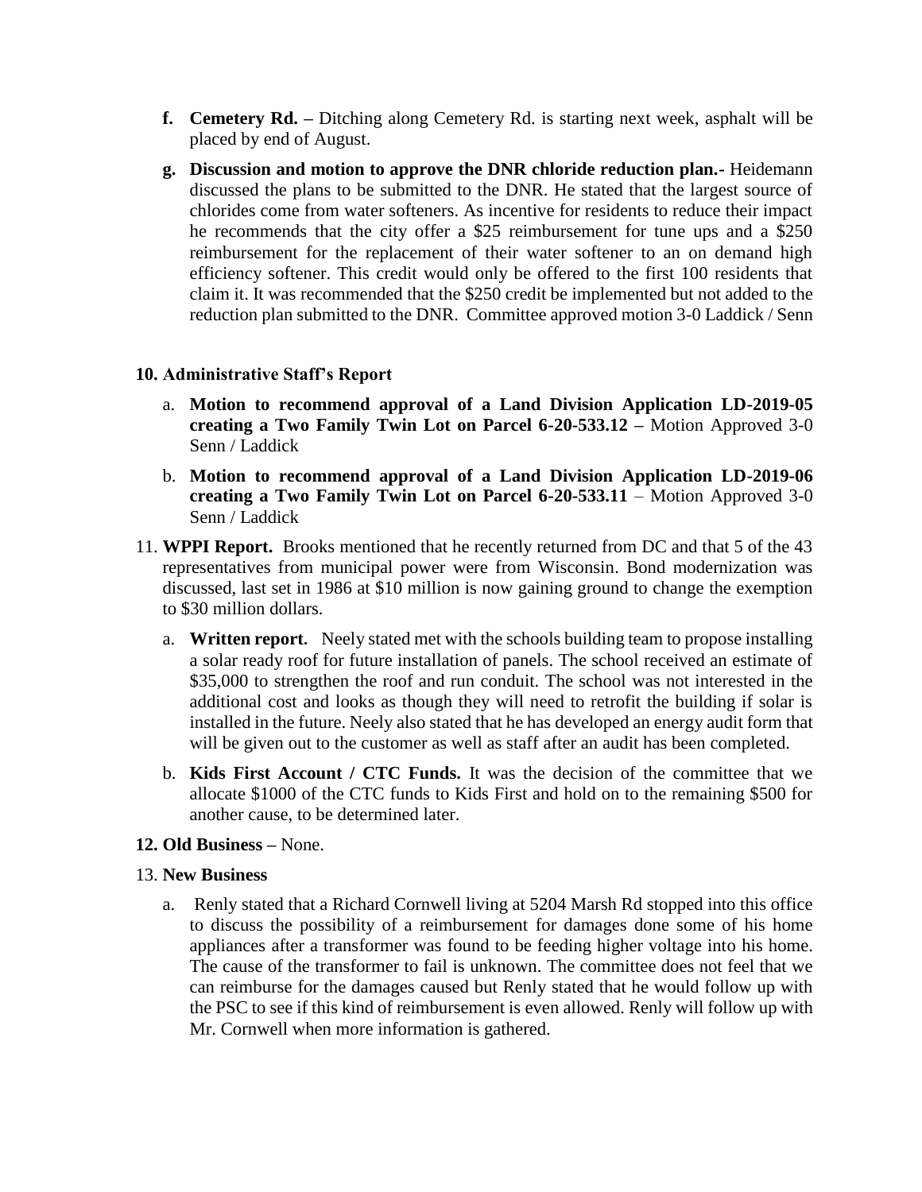- **f. Cemetery Rd. –** Ditching along Cemetery Rd. is starting next week, asphalt will be placed by end of August.
- **g. Discussion and motion to approve the DNR chloride reduction plan.-** Heidemann discussed the plans to be submitted to the DNR. He stated that the largest source of chlorides come from water softeners. As incentive for residents to reduce their impact he recommends that the city offer a $25 reimbursement for tune ups and a $250 reimbursement for the replacement of their water softener to an on demand high efficiency softener. This credit would only be offered to the first 100 residents that claim it. It was recommended that the $250 credit be implemented but not added to the reduction plan submitted to the DNR. Committee approved motion 3-0 Laddick / Senn

**10. Administrative Staff's Report**

- a. **Motion to recommend approval of a Land Division Application LD-2019-05 creating a Two Family Twin Lot on Parcel 6-20-533.12 –** Motion Approved 3-0 Senn / Laddick
- b. **Motion to recommend approval of a Land Division Application LD-2019-06 creating a Two Family Twin Lot on Parcel 6-20-533.11** – Motion Approved 3-0 Senn / Laddick

11. **WPPI Report.** Brooks mentioned that he recently returned from DC and that 5 of the 43 representatives from municipal power were from Wisconsin. Bond modernization was discussed, last set in 1986 at $10 million is now gaining ground to change the exemption to $30 million dollars.

- a. **Written report.** Neely stated met with the schools building team to propose installing a solar ready roof for future installation of panels. The school received an estimate of $35,000 to strengthen the roof and run conduit. The school was not interested in the additional cost and looks as though they will need to retrofit the building if solar is installed in the future. Neely also stated that he has developed an energy audit form that will be given out to the customer as well as staff after an audit has been completed.
- b. **Kids First Account / CTC Funds.** It was the decision of the committee that we allocate $1000 of the CTC funds to Kids First and hold on to the remaining $500 for another cause, to be determined later.

**12. Old Business –** None.

13. **New Business**

- a. Renly stated that a Richard Cornwell living at 5204 Marsh Rd stopped into this office to discuss the possibility of a reimbursement for damages done some of his home appliances after a transformer was found to be feeding higher voltage into his home. The cause of the transformer to fail is unknown. The committee does not feel that we can reimburse for the damages caused but Renly stated that he would follow up with the PSC to see if this kind of reimbursement is even allowed. Renly will follow up with Mr. Cornwell when more information is gathered.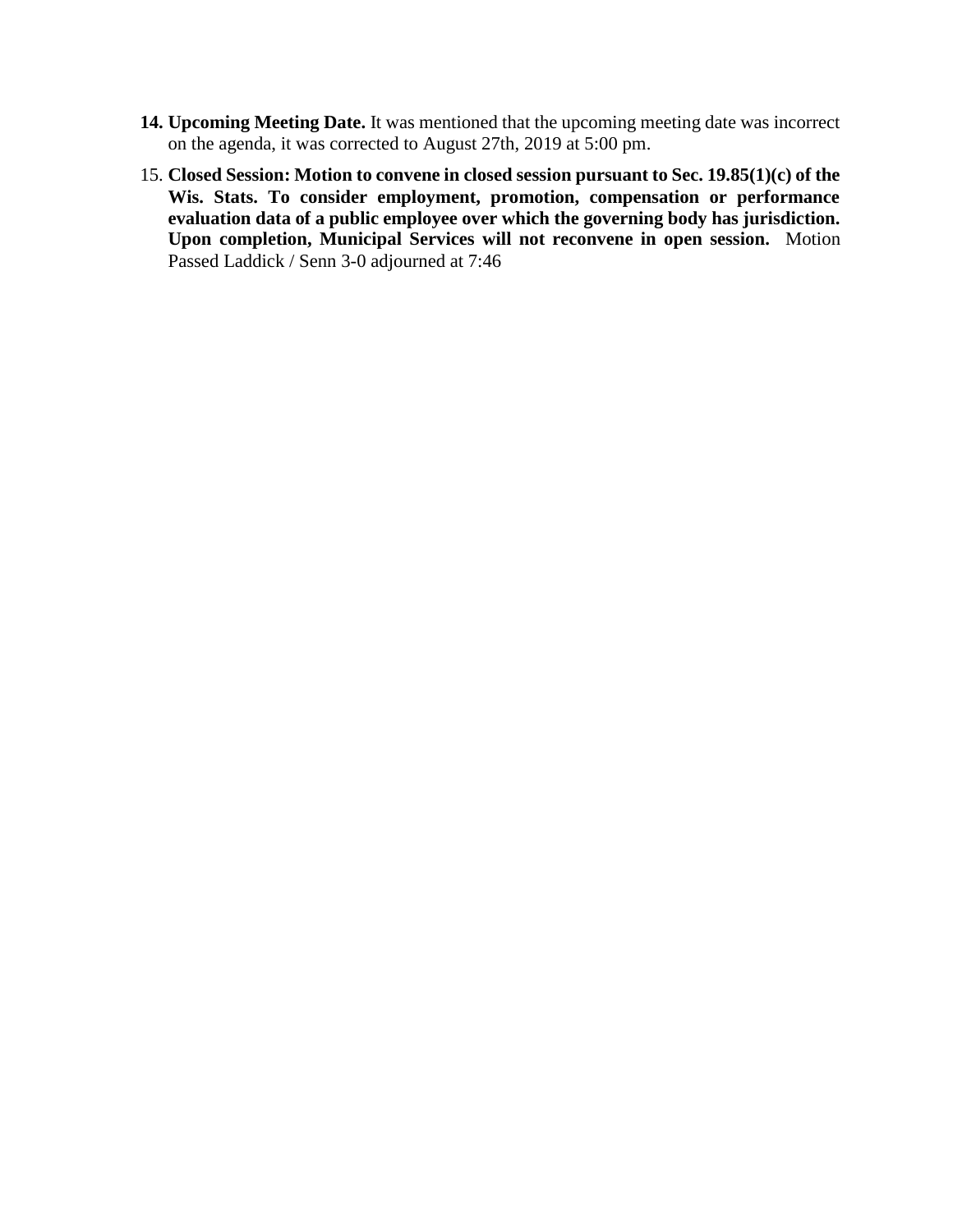14. **Upcoming Meeting Date.** It was mentioned that the upcoming meeting date was incorrect on the agenda, it was corrected to August 27th, 2019 at 5:00 pm.

15. **Closed Session: Motion to convene in closed session pursuant to Sec. 19.85(1)(c) of the Wis. Stats. To consider employment, promotion, compensation or performance evaluation data of a public employee over which the governing body has jurisdiction. Upon completion, Municipal Services will not reconvene in open session.** Motion Passed Laddick / Senn 3-0 adjourned at 7:46